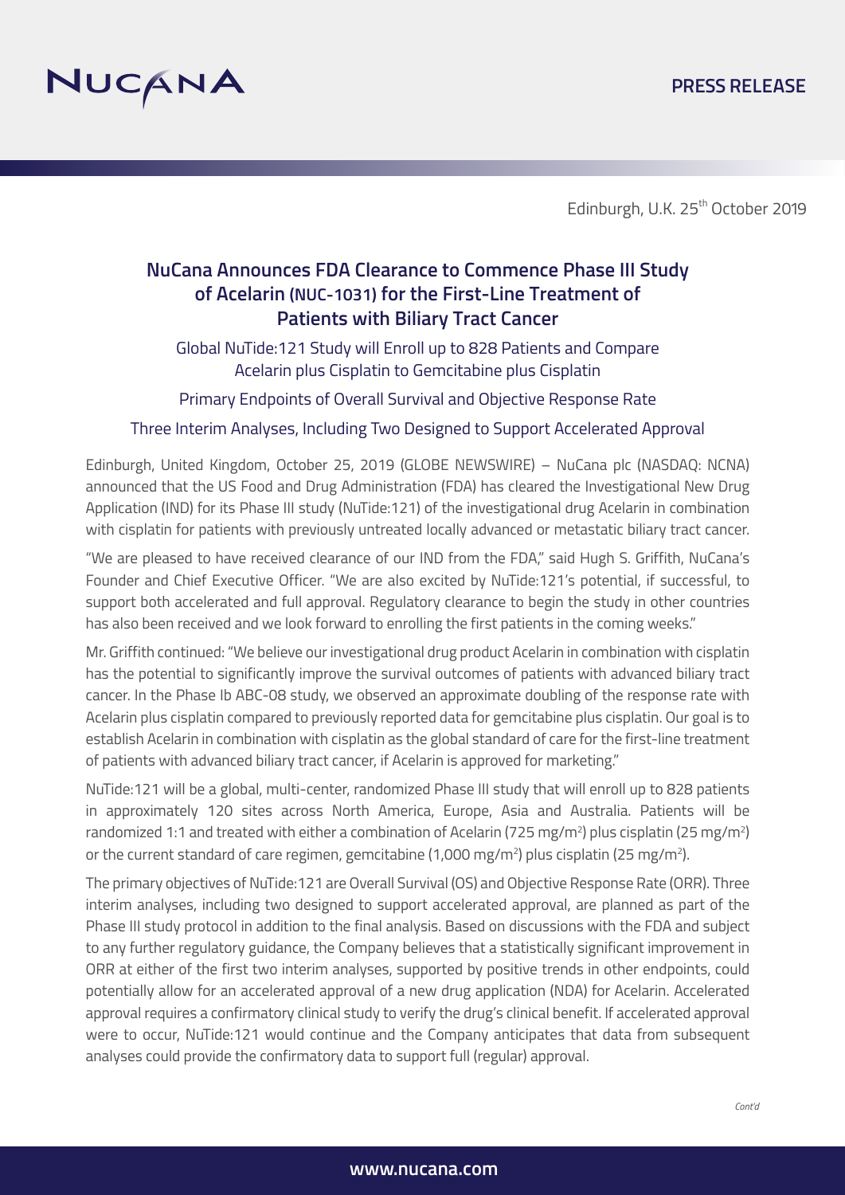**PRESS RELEASE**

Edinburgh, U.K. 25th October 2019

# NuCana Announces FDA Clearance to Commence Phase III Study of Acelarin (NUC-1031) for the First-Line Treatment of Patients with Biliary Tract Cancer

Global NuTide:121 Study will Enroll up to 828 Patients and Compare Acelarin plus Cisplatin to Gemcitabine plus Cisplatin

Primary Endpoints of Overall Survival and Objective Response Rate

Three Interim Analyses, Including Two Designed to Support Accelerated Approval

Edinburgh, United Kingdom, October 25, 2019 (GLOBE NEWSWIRE) – NuCana plc (NASDAQ: NCNA) announced that the US Food and Drug Administration (FDA) has cleared the Investigational New Drug Application (IND) for its Phase III study (NuTide:121) of the investigational drug Acelarin in combination with cisplatin for patients with previously untreated locally advanced or metastatic biliary tract cancer.

"We are pleased to have received clearance of our IND from the FDA," said Hugh S. Griffith, NuCana's Founder and Chief Executive Officer. "We are also excited by NuTide:121's potential, if successful, to support both accelerated and full approval. Regulatory clearance to begin the study in other countries has also been received and we look forward to enrolling the first patients in the coming weeks."

Mr. Griffith continued: "We believe our investigational drug product Acelarin in combination with cisplatin has the potential to significantly improve the survival outcomes of patients with advanced biliary tract cancer. In the Phase Ib ABC-08 study, we observed an approximate doubling of the response rate with Acelarin plus cisplatin compared to previously reported data for gemcitabine plus cisplatin. Our goal is to establish Acelarin in combination with cisplatin as the global standard of care for the first-line treatment of patients with advanced biliary tract cancer, if Acelarin is approved for marketing."

NuTide:121 will be a global, multi-center, randomized Phase III study that will enroll up to 828 patients in approximately 120 sites across North America, Europe, Asia and Australia. Patients will be randomized 1:1 and treated with either a combination of Acelarin (725 mg/m$^2$) plus cisplatin (25 mg/m$^2$) or the current standard of care regimen, gemcitabine (1,000 mg/m$^2$) plus cisplatin (25 mg/m$^2$).

The primary objectives of NuTide:121 are Overall Survival (OS) and Objective Response Rate (ORR). Three interim analyses, including two designed to support accelerated approval, are planned as part of the Phase III study protocol in addition to the final analysis. Based on discussions with the FDA and subject to any further regulatory guidance, the Company believes that a statistically significant improvement in ORR at either of the first two interim analyses, supported by positive trends in other endpoints, could potentially allow for an accelerated approval of a new drug application (NDA) for Acelarin. Accelerated approval requires a confirmatory clinical study to verify the drug's clinical benefit. If accelerated approval were to occur, NuTide:121 would continue and the Company anticipates that data from subsequent analyses could provide the confirmatory data to support full (regular) approval.

*Cont'd*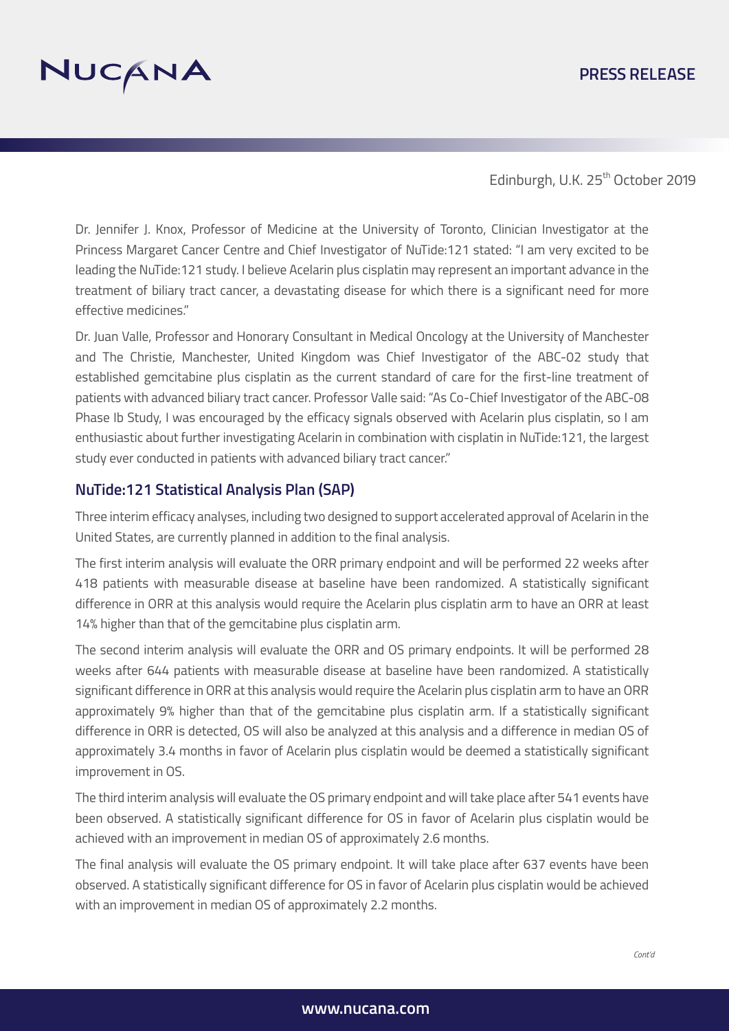Edinburgh, U.K. 25th October 2019

Dr. Jennifer J. Knox, Professor of Medicine at the University of Toronto, Clinician Investigator at the Princess Margaret Cancer Centre and Chief Investigator of NuTide:121 stated: "I am very excited to be leading the NuTide:121 study. I believe Acelarin plus cisplatin may represent an important advance in the treatment of biliary tract cancer, a devastating disease for which there is a significant need for more effective medicines."

Dr. Juan Valle, Professor and Honorary Consultant in Medical Oncology at the University of Manchester and The Christie, Manchester, United Kingdom was Chief Investigator of the ABC-02 study that established gemcitabine plus cisplatin as the current standard of care for the first-line treatment of patients with advanced biliary tract cancer. Professor Valle said: "As Co-Chief Investigator of the ABC-08 Phase Ib Study, I was encouraged by the efficacy signals observed with Acelarin plus cisplatin, so I am enthusiastic about further investigating Acelarin in combination with cisplatin in NuTide:121, the largest study ever conducted in patients with advanced biliary tract cancer."

## NuTide:121 Statistical Analysis Plan (SAP)

Three interim efficacy analyses, including two designed to support accelerated approval of Acelarin in the United States, are currently planned in addition to the final analysis.

The first interim analysis will evaluate the ORR primary endpoint and will be performed 22 weeks after 418 patients with measurable disease at baseline have been randomized. A statistically significant difference in ORR at this analysis would require the Acelarin plus cisplatin arm to have an ORR at least 14% higher than that of the gemcitabine plus cisplatin arm.

The second interim analysis will evaluate the ORR and OS primary endpoints. It will be performed 28 weeks after 644 patients with measurable disease at baseline have been randomized. A statistically significant difference in ORR at this analysis would require the Acelarin plus cisplatin arm to have an ORR approximately 9% higher than that of the gemcitabine plus cisplatin arm. If a statistically significant difference in ORR is detected, OS will also be analyzed at this analysis and a difference in median OS of approximately 3.4 months in favor of Acelarin plus cisplatin would be deemed a statistically significant improvement in OS.

The third interim analysis will evaluate the OS primary endpoint and will take place after 541 events have been observed. A statistically significant difference for OS in favor of Acelarin plus cisplatin would be achieved with an improvement in median OS of approximately 2.6 months.

The final analysis will evaluate the OS primary endpoint. It will take place after 637 events have been observed. A statistically significant difference for OS in favor of Acelarin plus cisplatin would be achieved with an improvement in median OS of approximately 2.2 months.

*Cont'd*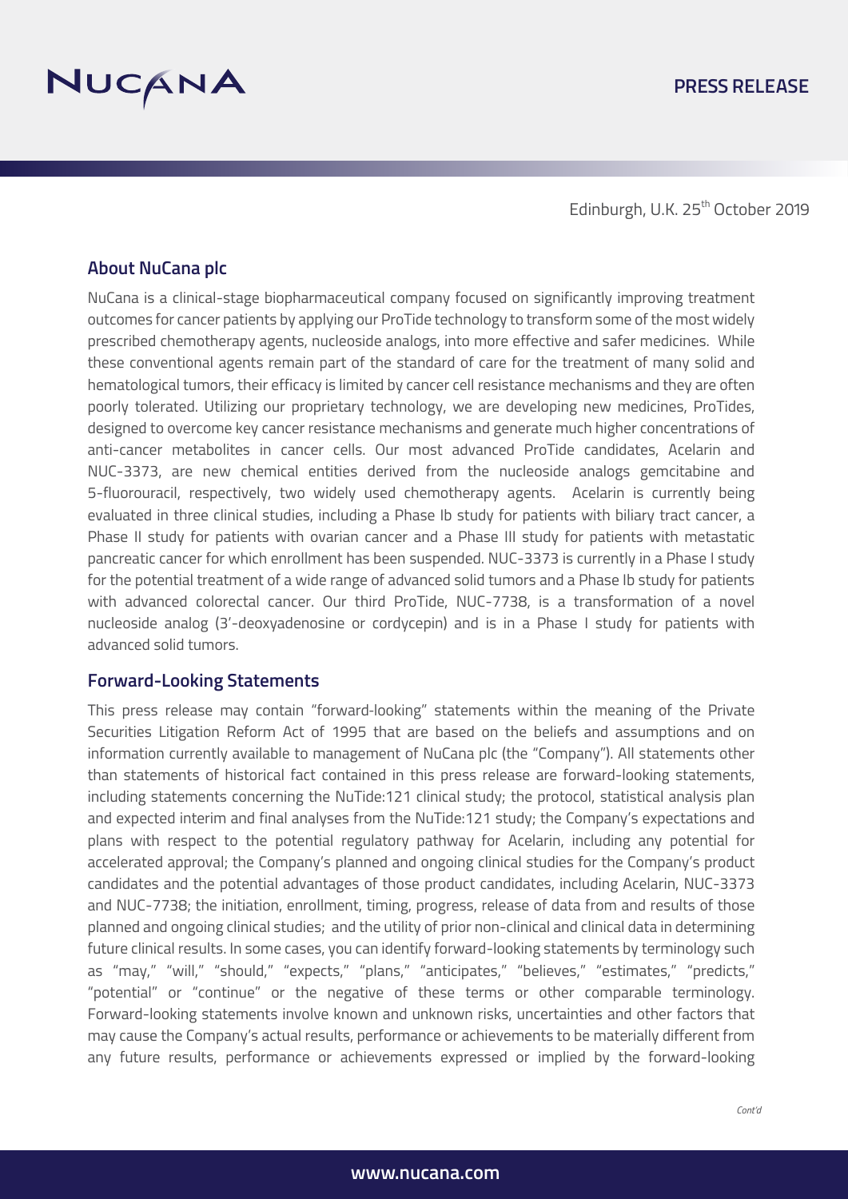Edinburgh, U.K. 25th October 2019

## About NuCana plc

NuCana is a clinical-stage biopharmaceutical company focused on significantly improving treatment outcomes for cancer patients by applying our ProTide technology to transform some of the most widely prescribed chemotherapy agents, nucleoside analogs, into more effective and safer medicines. While these conventional agents remain part of the standard of care for the treatment of many solid and hematological tumors, their efficacy is limited by cancer cell resistance mechanisms and they are often poorly tolerated. Utilizing our proprietary technology, we are developing new medicines, ProTides, designed to overcome key cancer resistance mechanisms and generate much higher concentrations of anti-cancer metabolites in cancer cells. Our most advanced ProTide candidates, Acelarin and NUC-3373, are new chemical entities derived from the nucleoside analogs gemcitabine and 5-fluorouracil, respectively, two widely used chemotherapy agents. Acelarin is currently being evaluated in three clinical studies, including a Phase Ib study for patients with biliary tract cancer, a Phase II study for patients with ovarian cancer and a Phase III study for patients with metastatic pancreatic cancer for which enrollment has been suspended. NUC-3373 is currently in a Phase I study for the potential treatment of a wide range of advanced solid tumors and a Phase Ib study for patients with advanced colorectal cancer. Our third ProTide, NUC-7738, is a transformation of a novel nucleoside analog (3'-deoxyadenosine or cordycepin) and is in a Phase I study for patients with advanced solid tumors.

## Forward-Looking Statements

This press release may contain "forward-looking" statements within the meaning of the Private Securities Litigation Reform Act of 1995 that are based on the beliefs and assumptions and on information currently available to management of NuCana plc (the "Company"). All statements other than statements of historical fact contained in this press release are forward-looking statements, including statements concerning the NuTide:121 clinical study; the protocol, statistical analysis plan and expected interim and final analyses from the NuTide:121 study; the Company's expectations and plans with respect to the potential regulatory pathway for Acelarin, including any potential for accelerated approval; the Company's planned and ongoing clinical studies for the Company's product candidates and the potential advantages of those product candidates, including Acelarin, NUC-3373 and NUC-7738; the initiation, enrollment, timing, progress, release of data from and results of those planned and ongoing clinical studies; and the utility of prior non-clinical and clinical data in determining future clinical results. In some cases, you can identify forward-looking statements by terminology such as "may," "will," "should," "expects," "plans," "anticipates," "believes," "estimates," "predicts," "potential" or "continue" or the negative of these terms or other comparable terminology. Forward-looking statements involve known and unknown risks, uncertainties and other factors that may cause the Company's actual results, performance or achievements to be materially different from any future results, performance or achievements expressed or implied by the forward-looking

*Cont'd*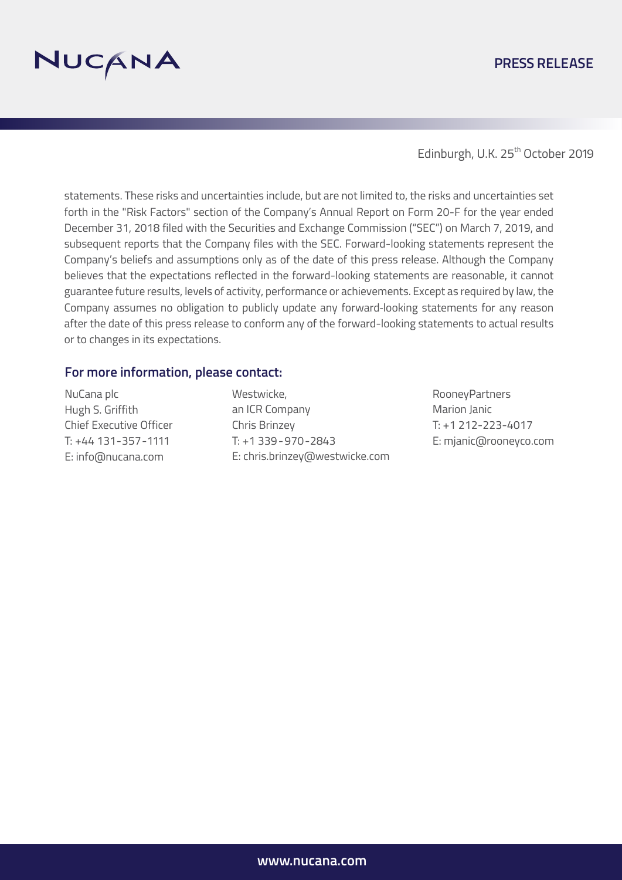statements. These risks and uncertainties include, but are not limited to, the risks and uncertainties set forth in the "Risk Factors" section of the Company's Annual Report on Form 20-F for the year ended December 31, 2018 filed with the Securities and Exchange Commission ("SEC") on March 7, 2019, and subsequent reports that the Company files with the SEC. Forward-looking statements represent the Company's beliefs and assumptions only as of the date of this press release. Although the Company believes that the expectations reflected in the forward-looking statements are reasonable, it cannot guarantee future results, levels of activity, performance or achievements. Except as required by law, the Company assumes no obligation to publicly update any forward-looking statements for any reason after the date of this press release to conform any of the forward-looking statements to actual results or to changes in its expectations.

**For more information, please contact:**

NuCana plc
Hugh S. Griffith
Chief Executive Officer
T: +44 131-357-1111
E: info@nucana.com

Westwicke,
an ICR Company
Chris Brinzey
T: +1 339-970-2843
E: chris.brinzey@westwicke.com

RooneyPartners
Marion Janic
T: +1 212-223-4017
E: mjanic@rooneyco.com